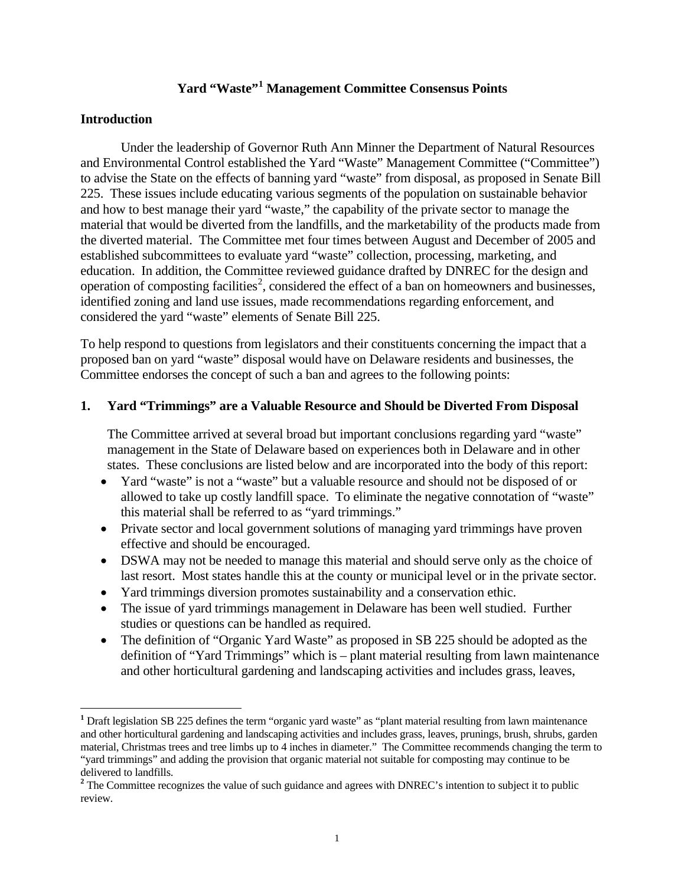# Yard "Waste"[1] Management Committee Consensus Points

## Introduction

Under the leadership of Governor Ruth Ann Minner the Department of Natural Resources and Environmental Control established the Yard "Waste" Management Committee ("Committee") to advise the State on the effects of banning yard "waste" from disposal, as proposed in Senate Bill 225. These issues include educating various segments of the population on sustainable behavior and how to best manage their yard "waste," the capability of the private sector to manage the material that would be diverted from the landfills, and the marketability of the products made from the diverted material. The Committee met four times between August and December of 2005 and established subcommittees to evaluate yard "waste" collection, processing, marketing, and education. In addition, the Committee reviewed guidance drafted by DNREC for the design and operation of composting facilities[2], considered the effect of a ban on homeowners and businesses, identified zoning and land use issues, made recommendations regarding enforcement, and considered the yard "waste" elements of Senate Bill 225.

To help respond to questions from legislators and their constituents concerning the impact that a proposed ban on yard "waste" disposal would have on Delaware residents and businesses, the Committee endorses the concept of such a ban and agrees to the following points:

### 1. Yard "Trimmings" are a Valuable Resource and Should be Diverted From Disposal

The Committee arrived at several broad but important conclusions regarding yard "waste" management in the State of Delaware based on experiences both in Delaware and in other states. These conclusions are listed below and are incorporated into the body of this report:

- Yard "waste" is not a "waste" but a valuable resource and should not be disposed of or allowed to take up costly landfill space. To eliminate the negative connotation of "waste" this material shall be referred to as "yard trimmings."
- Private sector and local government solutions of managing yard trimmings have proven effective and should be encouraged.
- DSWA may not be needed to manage this material and should serve only as the choice of last resort. Most states handle this at the county or municipal level or in the private sector.
- Yard trimmings diversion promotes sustainability and a conservation ethic.
- The issue of yard trimmings management in Delaware has been well studied. Further studies or questions can be handled as required.
- The definition of "Organic Yard Waste" as proposed in SB 225 should be adopted as the definition of "Yard Trimmings" which is – plant material resulting from lawn maintenance and other horticultural gardening and landscaping activities and includes grass, leaves,

---

[1] Draft legislation SB 225 defines the term "organic yard waste" as "plant material resulting from lawn maintenance and other horticultural gardening and landscaping activities and includes grass, leaves, prunings, brush, shrubs, garden material, Christmas trees and tree limbs up to 4 inches in diameter." The Committee recommends changing the term to "yard trimmings" and adding the provision that organic material not suitable for composting may continue to be delivered to landfills.

[2] The Committee recognizes the value of such guidance and agrees with DNREC's intention to subject it to public review.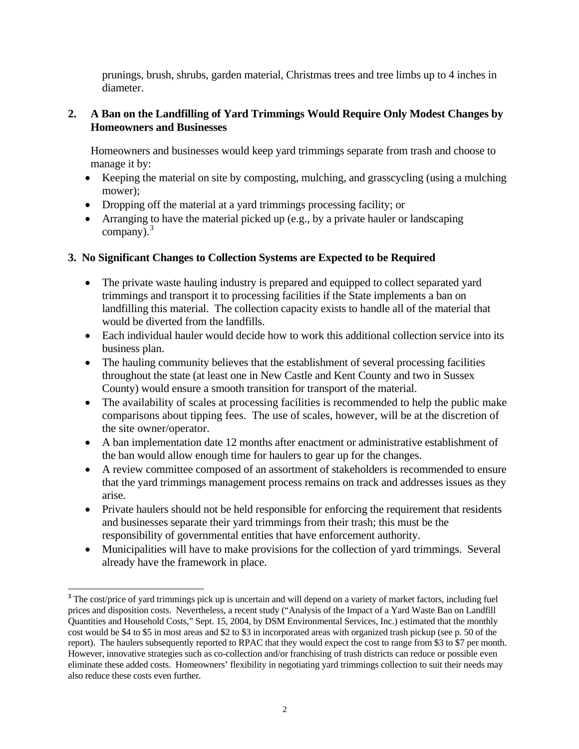prunings, brush, shrubs, garden material, Christmas trees and tree limbs up to 4 inches in diameter.

## 2. A Ban on the Landfilling of Yard Trimmings Would Require Only Modest Changes by Homeowners and Businesses

Homeowners and businesses would keep yard trimmings separate from trash and choose to manage it by:

- Keeping the material on site by composting, mulching, and grasscycling (using a mulching mower);
- Dropping off the material at a yard trimmings processing facility; or
- Arranging to have the material picked up (e.g., by a private hauler or landscaping company).[3]

## 3. No Significant Changes to Collection Systems are Expected to be Required

- The private waste hauling industry is prepared and equipped to collect separated yard trimmings and transport it to processing facilities if the State implements a ban on landfilling this material. The collection capacity exists to handle all of the material that would be diverted from the landfills.
- Each individual hauler would decide how to work this additional collection service into its business plan.
- The hauling community believes that the establishment of several processing facilities throughout the state (at least one in New Castle and Kent County and two in Sussex County) would ensure a smooth transition for transport of the material.
- The availability of scales at processing facilities is recommended to help the public make comparisons about tipping fees. The use of scales, however, will be at the discretion of the site owner/operator.
- A ban implementation date 12 months after enactment or administrative establishment of the ban would allow enough time for haulers to gear up for the changes.
- A review committee composed of an assortment of stakeholders is recommended to ensure that the yard trimmings management process remains on track and addresses issues as they arise.
- Private haulers should not be held responsible for enforcing the requirement that residents and businesses separate their yard trimmings from their trash; this must be the responsibility of governmental entities that have enforcement authority.
- Municipalities will have to make provisions for the collection of yard trimmings. Several already have the framework in place.

---

[3] The cost/price of yard trimmings pick up is uncertain and will depend on a variety of market factors, including fuel prices and disposition costs. Nevertheless, a recent study ("Analysis of the Impact of a Yard Waste Ban on Landfill Quantities and Household Costs," Sept. 15, 2004, by DSM Environmental Services, Inc.) estimated that the monthly cost would be $4 to $5 in most areas and $2 to $3 in incorporated areas with organized trash pickup (see p. 50 of the report). The haulers subsequently reported to RPAC that they would expect the cost to range from $3 to $7 per month. However, innovative strategies such as co-collection and/or franchising of trash districts can reduce or possible even eliminate these added costs. Homeowners' flexibility in negotiating yard trimmings collection to suit their needs may also reduce these costs even further.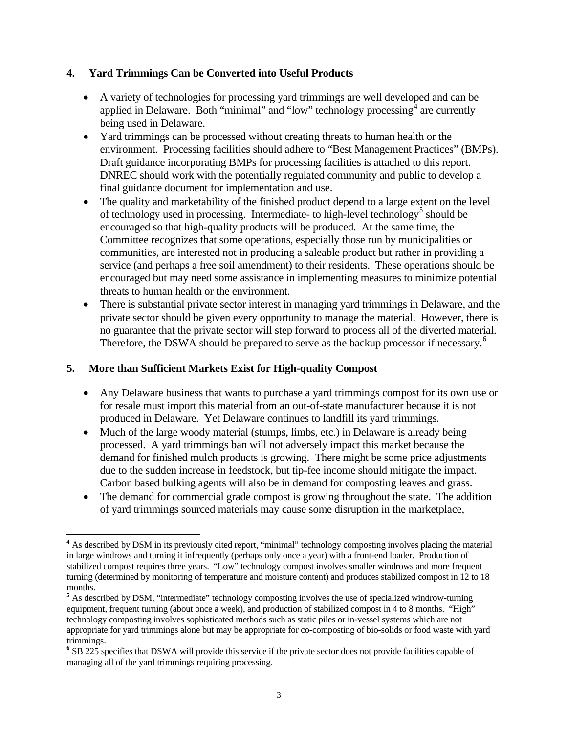## 4. Yard Trimmings Can be Converted into Useful Products

- A variety of technologies for processing yard trimmings are well developed and can be applied in Delaware. Both "minimal" and "low" technology processing[4] are currently being used in Delaware.
- Yard trimmings can be processed without creating threats to human health or the environment. Processing facilities should adhere to "Best Management Practices" (BMPs). Draft guidance incorporating BMPs for processing facilities is attached to this report. DNREC should work with the potentially regulated community and public to develop a final guidance document for implementation and use.
- The quality and marketability of the finished product depend to a large extent on the level of technology used in processing. Intermediate- to high-level technology[5] should be encouraged so that high-quality products will be produced. At the same time, the Committee recognizes that some operations, especially those run by municipalities or communities, are interested not in producing a saleable product but rather in providing a service (and perhaps a free soil amendment) to their residents. These operations should be encouraged but may need some assistance in implementing measures to minimize potential threats to human health or the environment.
- There is substantial private sector interest in managing yard trimmings in Delaware, and the private sector should be given every opportunity to manage the material. However, there is no guarantee that the private sector will step forward to process all of the diverted material. Therefore, the DSWA should be prepared to serve as the backup processor if necessary.[6]

## 5. More than Sufficient Markets Exist for High-quality Compost

- Any Delaware business that wants to purchase a yard trimmings compost for its own use or for resale must import this material from an out-of-state manufacturer because it is not produced in Delaware. Yet Delaware continues to landfill its yard trimmings.
- Much of the large woody material (stumps, limbs, etc.) in Delaware is already being processed. A yard trimmings ban will not adversely impact this market because the demand for finished mulch products is growing. There might be some price adjustments due to the sudden increase in feedstock, but tip-fee income should mitigate the impact. Carbon based bulking agents will also be in demand for composting leaves and grass.
- The demand for commercial grade compost is growing throughout the state. The addition of yard trimmings sourced materials may cause some disruption in the marketplace,

---

[4] As described by DSM in its previously cited report, "minimal" technology composting involves placing the material in large windrows and turning it infrequently (perhaps only once a year) with a front-end loader. Production of stabilized compost requires three years. "Low" technology compost involves smaller windrows and more frequent turning (determined by monitoring of temperature and moisture content) and produces stabilized compost in 12 to 18 months.

[5] As described by DSM, "intermediate" technology composting involves the use of specialized windrow-turning equipment, frequent turning (about once a week), and production of stabilized compost in 4 to 8 months. "High" technology composting involves sophisticated methods such as static piles or in-vessel systems which are not appropriate for yard trimmings alone but may be appropriate for co-composting of bio-solids or food waste with yard trimmings.

[6] SB 225 specifies that DSWA will provide this service if the private sector does not provide facilities capable of managing all of the yard trimmings requiring processing.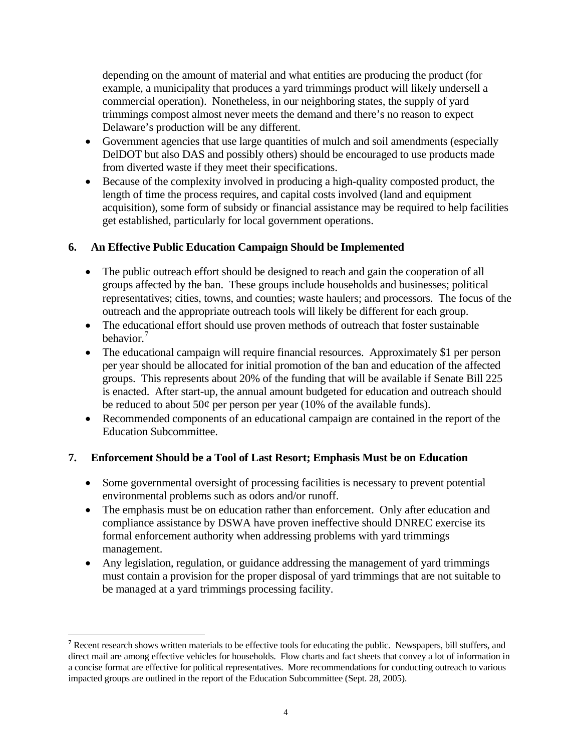depending on the amount of material and what entities are producing the product (for example, a municipality that produces a yard trimmings product will likely undersell a commercial operation). Nonetheless, in our neighboring states, the supply of yard trimmings compost almost never meets the demand and there's no reason to expect Delaware's production will be any different.

- Government agencies that use large quantities of mulch and soil amendments (especially DelDOT but also DAS and possibly others) should be encouraged to use products made from diverted waste if they meet their specifications.
- Because of the complexity involved in producing a high-quality composted product, the length of time the process requires, and capital costs involved (land and equipment acquisition), some form of subsidy or financial assistance may be required to help facilities get established, particularly for local government operations.

### 6. An Effective Public Education Campaign Should be Implemented

- The public outreach effort should be designed to reach and gain the cooperation of all groups affected by the ban. These groups include households and businesses; political representatives; cities, towns, and counties; waste haulers; and processors. The focus of the outreach and the appropriate outreach tools will likely be different for each group.
- The educational effort should use proven methods of outreach that foster sustainable behavior.[7]
- The educational campaign will require financial resources. Approximately $1 per person per year should be allocated for initial promotion of the ban and education of the affected groups. This represents about 20% of the funding that will be available if Senate Bill 225 is enacted. After start-up, the annual amount budgeted for education and outreach should be reduced to about 50¢ per person per year (10% of the available funds).
- Recommended components of an educational campaign are contained in the report of the Education Subcommittee.

### 7. Enforcement Should be a Tool of Last Resort; Emphasis Must be on Education

- Some governmental oversight of processing facilities is necessary to prevent potential environmental problems such as odors and/or runoff.
- The emphasis must be on education rather than enforcement. Only after education and compliance assistance by DSWA have proven ineffective should DNREC exercise its formal enforcement authority when addressing problems with yard trimmings management.
- Any legislation, regulation, or guidance addressing the management of yard trimmings must contain a provision for the proper disposal of yard trimmings that are not suitable to be managed at a yard trimmings processing facility.

---

[7] Recent research shows written materials to be effective tools for educating the public. Newspapers, bill stuffers, and direct mail are among effective vehicles for households. Flow charts and fact sheets that convey a lot of information in a concise format are effective for political representatives. More recommendations for conducting outreach to various impacted groups are outlined in the report of the Education Subcommittee (Sept. 28, 2005).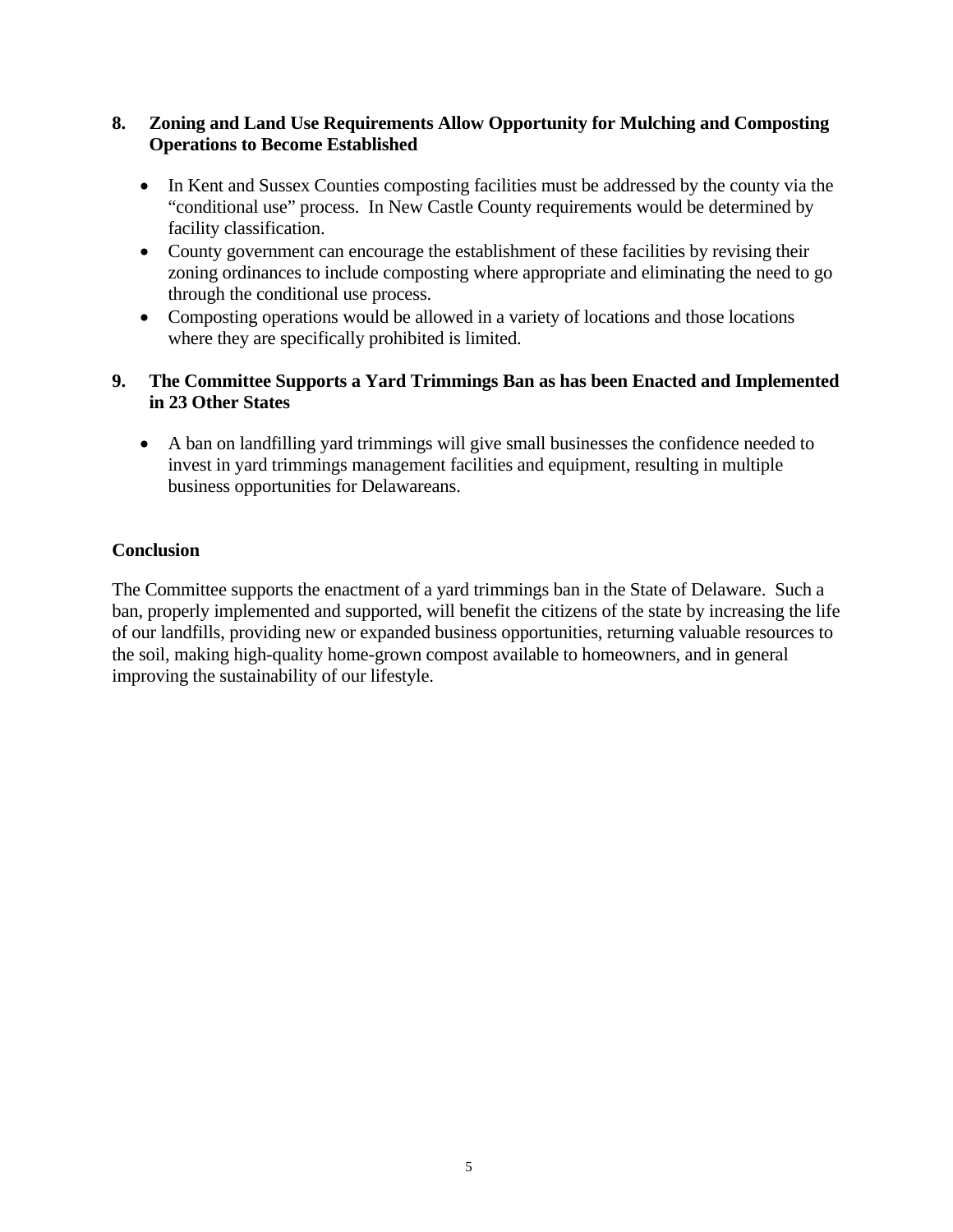### 8. Zoning and Land Use Requirements Allow Opportunity for Mulching and Composting Operations to Become Established

- In Kent and Sussex Counties composting facilities must be addressed by the county via the "conditional use" process. In New Castle County requirements would be determined by facility classification.
- County government can encourage the establishment of these facilities by revising their zoning ordinances to include composting where appropriate and eliminating the need to go through the conditional use process.
- Composting operations would be allowed in a variety of locations and those locations where they are specifically prohibited is limited.

### 9. The Committee Supports a Yard Trimmings Ban as has been Enacted and Implemented in 23 Other States

- A ban on landfilling yard trimmings will give small businesses the confidence needed to invest in yard trimmings management facilities and equipment, resulting in multiple business opportunities for Delawareans.

## Conclusion

The Committee supports the enactment of a yard trimmings ban in the State of Delaware. Such a ban, properly implemented and supported, will benefit the citizens of the state by increasing the life of our landfills, providing new or expanded business opportunities, returning valuable resources to the soil, making high-quality home-grown compost available to homeowners, and in general improving the sustainability of our lifestyle.